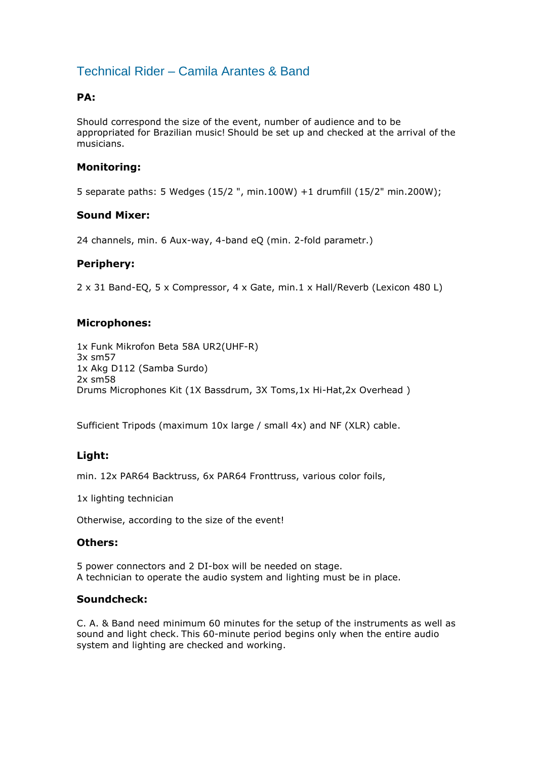# Technical Rider – Camila Arantes & Band

### PA:

Should correspond the size of the event, number of audience and to be appropriated for Brazilian music! Should be set up and checked at the arrival of the musicians.

### Monitoring:

5 separate paths: 5 Wedges (15/2 ", min.100W) +1 drumfill (15/2" min.200W);

### Sound Mixer:

24 channels, min. 6 Aux-way, 4-band eQ (min. 2-fold parametr.)

### Periphery:

2 x 31 Band-EQ, 5 x Compressor, 4 x Gate, min.1 x Hall/Reverb (Lexicon 480 L)

### Microphones:

1x Funk Mikrofon Beta 58A UR2(UHF-R)
3x sm57
1x Akg D112 (Samba Surdo)
2x sm58
Drums Microphones Kit (1X Bassdrum, 3X Toms,1x Hi-Hat,2x Overhead )

Sufficient Tripods (maximum 10x large / small 4x) and NF (XLR) cable.

### Light:

min. 12x PAR64 Backtruss, 6x PAR64 Fronttruss, various color foils,

1x lighting technician

Otherwise, according to the size of the event!

### Others:

5 power connectors and 2 DI-box will be needed on stage.
A technician to operate the audio system and lighting must be in place.

### Soundcheck:

C. A. & Band need minimum 60 minutes for the setup of the instruments as well as sound and light check. This 60-minute period begins only when the entire audio system and lighting are checked and working.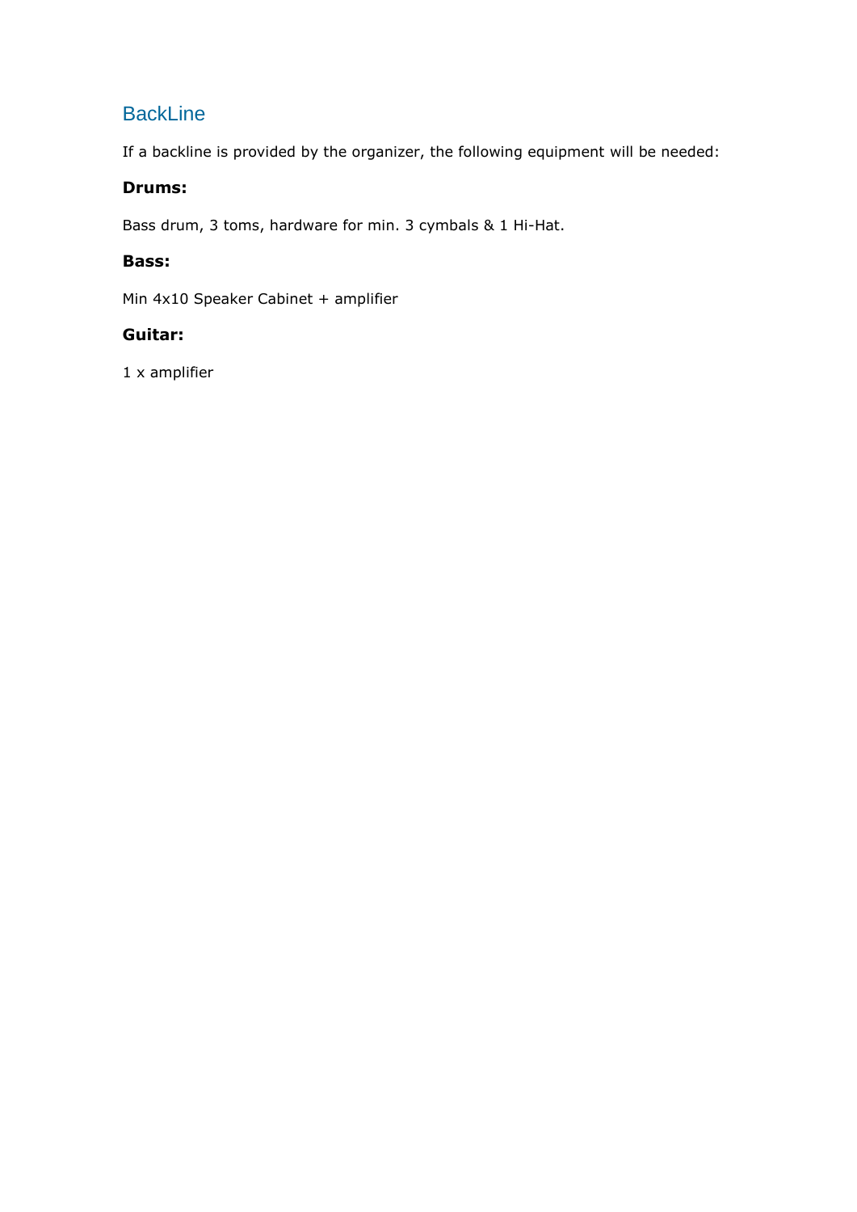## BackLine

If a backline is provided by the organizer, the following equipment will be needed:

### Drums:

Bass drum, 3 toms, hardware for min. 3 cymbals & 1 Hi-Hat.

### Bass:

Min 4x10 Speaker Cabinet + amplifier

### Guitar:

1 x amplifier